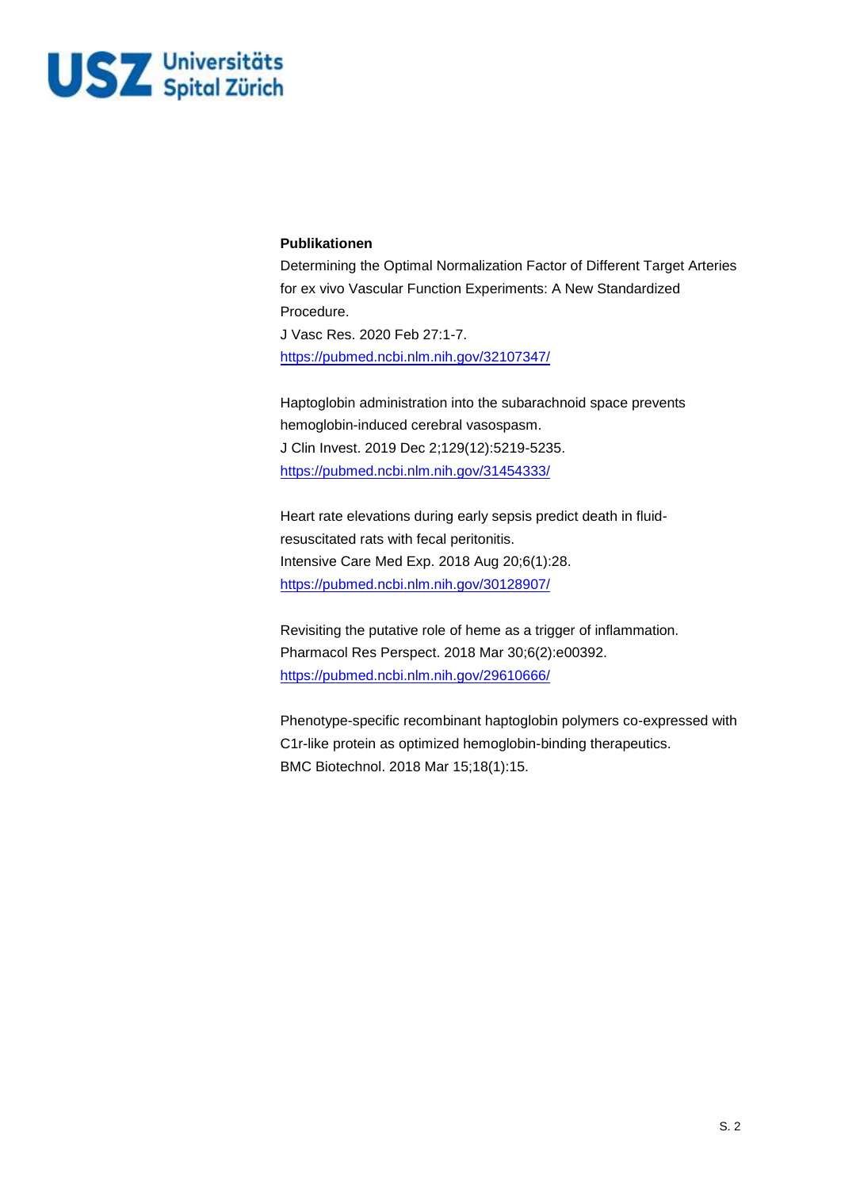**Publikationen**

Determining the Optimal Normalization Factor of Different Target Arteries for ex vivo Vascular Function Experiments: A New Standardized Procedure.
J Vasc Res. 2020 Feb 27:1-7.
https://pubmed.ncbi.nlm.nih.gov/32107347/

Haptoglobin administration into the subarachnoid space prevents hemoglobin-induced cerebral vasospasm.
J Clin Invest. 2019 Dec 2;129(12):5219-5235.
https://pubmed.ncbi.nlm.nih.gov/31454333/

Heart rate elevations during early sepsis predict death in fluid-resuscitated rats with fecal peritonitis.
Intensive Care Med Exp. 2018 Aug 20;6(1):28.
https://pubmed.ncbi.nlm.nih.gov/30128907/

Revisiting the putative role of heme as a trigger of inflammation.
Pharmacol Res Perspect. 2018 Mar 30;6(2):e00392.
https://pubmed.ncbi.nlm.nih.gov/29610666/

Phenotype-specific recombinant haptoglobin polymers co-expressed with C1r-like protein as optimized hemoglobin-binding therapeutics.
BMC Biotechnol. 2018 Mar 15;18(1):15.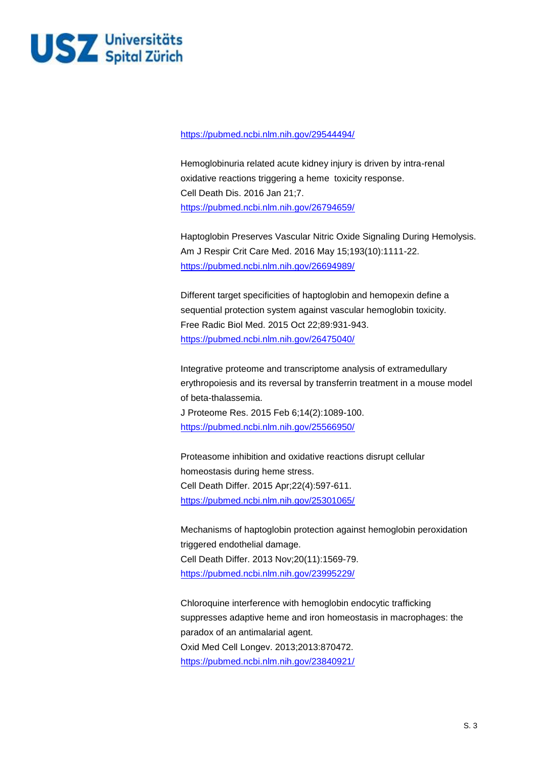https://pubmed.ncbi.nlm.nih.gov/29544494/

Hemoglobinuria related acute kidney injury is driven by intra-renal oxidative reactions triggering a heme toxicity response.
Cell Death Dis. 2016 Jan 21;7.
https://pubmed.ncbi.nlm.nih.gov/26794659/

Haptoglobin Preserves Vascular Nitric Oxide Signaling During Hemolysis.
Am J Respir Crit Care Med. 2016 May 15;193(10):1111-22.
https://pubmed.ncbi.nlm.nih.gov/26694989/

Different target specificities of haptoglobin and hemopexin define a sequential protection system against vascular hemoglobin toxicity.
Free Radic Biol Med. 2015 Oct 22;89:931-943.
https://pubmed.ncbi.nlm.nih.gov/26475040/

Integrative proteome and transcriptome analysis of extramedullary erythropoiesis and its reversal by transferrin treatment in a mouse model of beta-thalassemia.
J Proteome Res. 2015 Feb 6;14(2):1089-100.
https://pubmed.ncbi.nlm.nih.gov/25566950/

Proteasome inhibition and oxidative reactions disrupt cellular homeostasis during heme stress.
Cell Death Differ. 2015 Apr;22(4):597-611.
https://pubmed.ncbi.nlm.nih.gov/25301065/

Mechanisms of haptoglobin protection against hemoglobin peroxidation triggered endothelial damage.
Cell Death Differ. 2013 Nov;20(11):1569-79.
https://pubmed.ncbi.nlm.nih.gov/23995229/

Chloroquine interference with hemoglobin endocytic trafficking suppresses adaptive heme and iron homeostasis in macrophages: the paradox of an antimalarial agent.
Oxid Med Cell Longev. 2013;2013:870472.
https://pubmed.ncbi.nlm.nih.gov/23840921/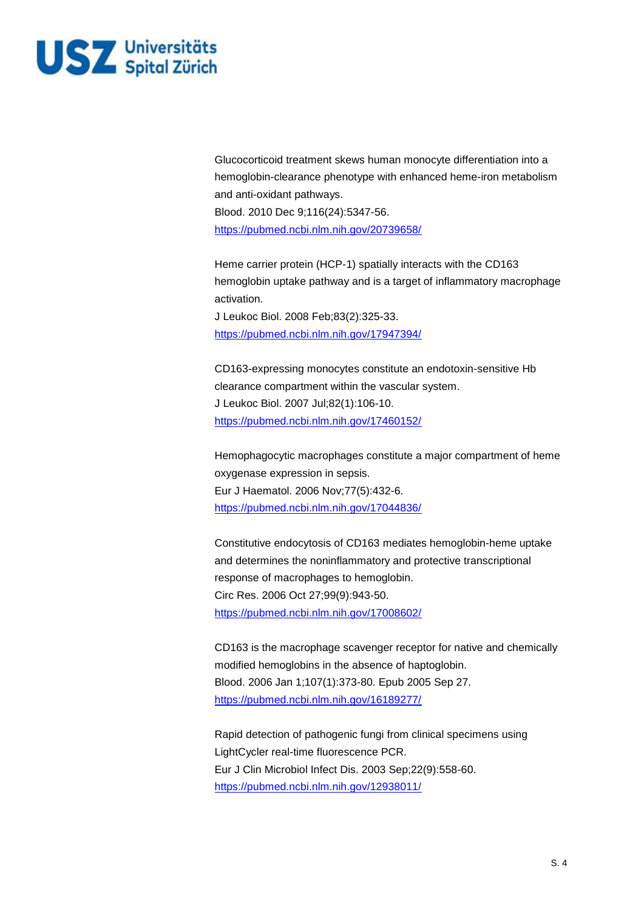Glucocorticoid treatment skews human monocyte differentiation into a hemoglobin-clearance phenotype with enhanced heme-iron metabolism and anti-oxidant pathways.
Blood. 2010 Dec 9;116(24):5347-56.
https://pubmed.ncbi.nlm.nih.gov/20739658/

Heme carrier protein (HCP-1) spatially interacts with the CD163 hemoglobin uptake pathway and is a target of inflammatory macrophage activation.
J Leukoc Biol. 2008 Feb;83(2):325-33.
https://pubmed.ncbi.nlm.nih.gov/17947394/

CD163-expressing monocytes constitute an endotoxin-sensitive Hb clearance compartment within the vascular system.
J Leukoc Biol. 2007 Jul;82(1):106-10.
https://pubmed.ncbi.nlm.nih.gov/17460152/

Hemophagocytic macrophages constitute a major compartment of heme oxygenase expression in sepsis.
Eur J Haematol. 2006 Nov;77(5):432-6.
https://pubmed.ncbi.nlm.nih.gov/17044836/

Constitutive endocytosis of CD163 mediates hemoglobin-heme uptake and determines the noninflammatory and protective transcriptional response of macrophages to hemoglobin.
Circ Res. 2006 Oct 27;99(9):943-50.
https://pubmed.ncbi.nlm.nih.gov/17008602/

CD163 is the macrophage scavenger receptor for native and chemically modified hemoglobins in the absence of haptoglobin.
Blood. 2006 Jan 1;107(1):373-80. Epub 2005 Sep 27.
https://pubmed.ncbi.nlm.nih.gov/16189277/

Rapid detection of pathogenic fungi from clinical specimens using LightCycler real-time fluorescence PCR.
Eur J Clin Microbiol Infect Dis. 2003 Sep;22(9):558-60.
https://pubmed.ncbi.nlm.nih.gov/12938011/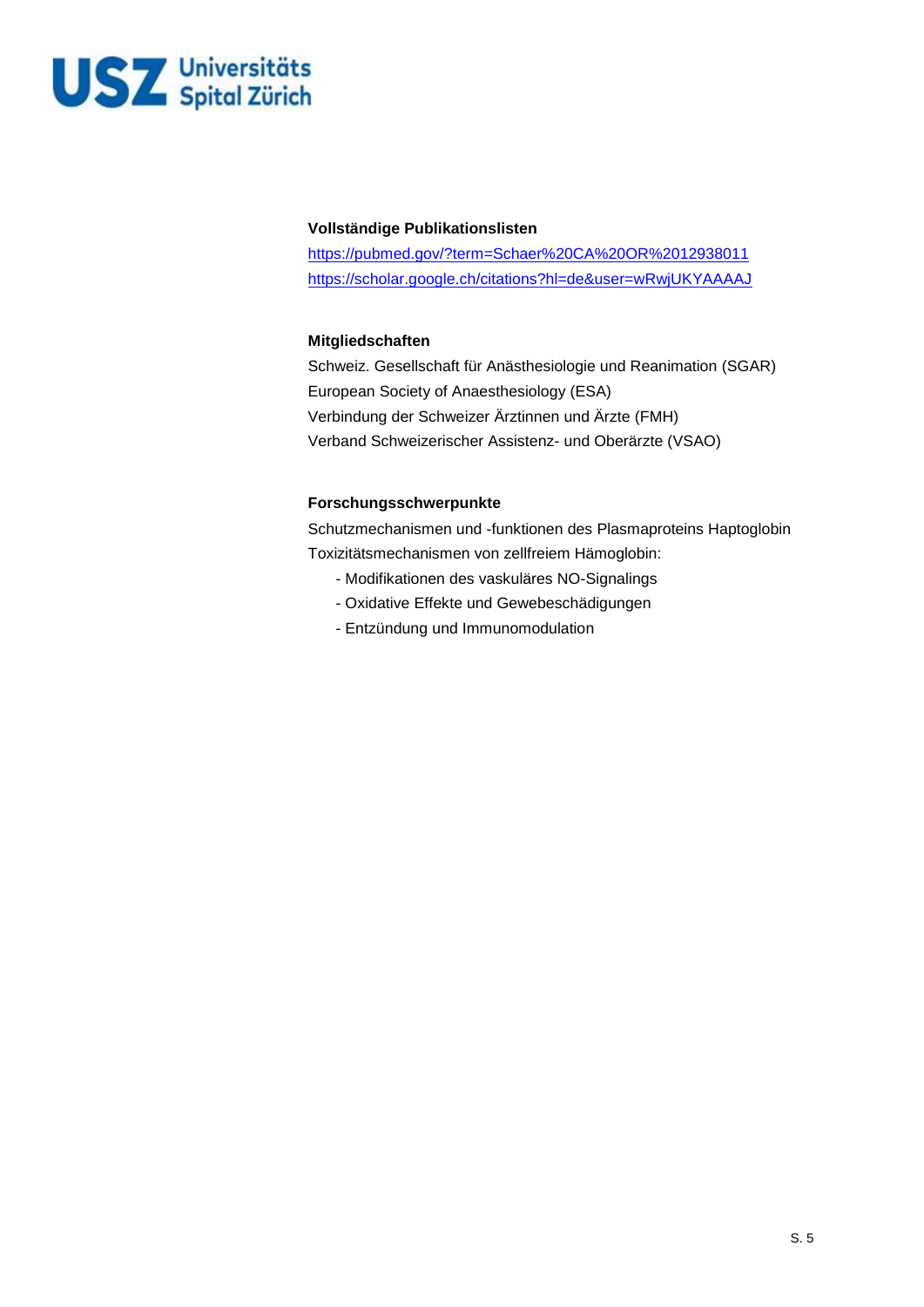**Vollständige Publikationslisten**

https://pubmed.gov/?term=Schaer%20CA%20OR%2012938011
https://scholar.google.ch/citations?hl=de&user=wRwjUKYAAAAJ

**Mitgliedschaften**

Schweiz. Gesellschaft für Anästhesiologie und Reanimation (SGAR)
European Society of Anaesthesiology (ESA)
Verbindung der Schweizer Ärztinnen und Ärzte (FMH)
Verband Schweizerischer Assistenz- und Oberärzte (VSAO)

**Forschungsschwerpunkte**

Schutzmechanismen und -funktionen des Plasmaproteins Haptoglobin
Toxizitätsmechanismen von zellfreiem Hämoglobin:

- Modifikationen des vaskuläres NO-Signalings
- Oxidative Effekte und Gewebeschädigungen
- Entzündung und Immunomodulation